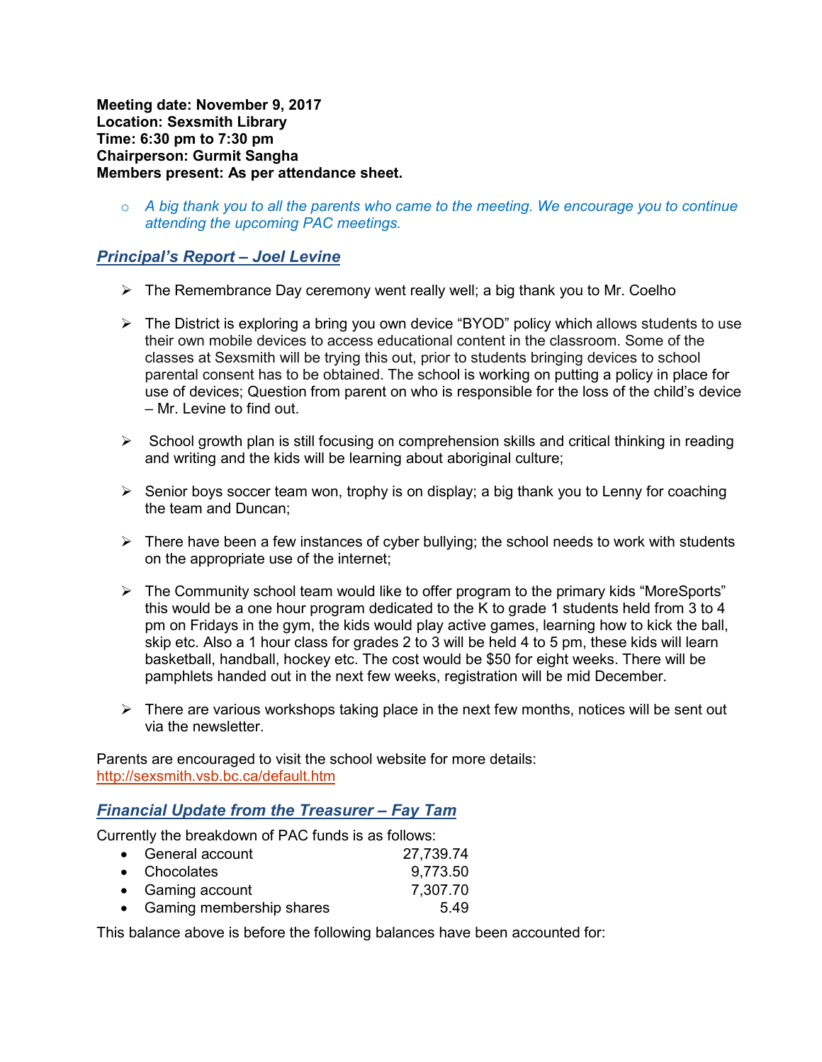**Meeting date: November 9, 2017**
**Location: Sexsmith Library**
**Time: 6:30 pm to 7:30 pm**
**Chairperson: Gurmit Sangha**
**Members present: As per attendance sheet.**

- *A big thank you to all the parents who came to the meeting. We encourage you to continue attending the upcoming PAC meetings.*

## ***Principal's Report – Joel Levine***

- The Remembrance Day ceremony went really well; a big thank you to Mr. Coelho
- The District is exploring a bring you own device "BYOD" policy which allows students to use their own mobile devices to access educational content in the classroom. Some of the classes at Sexsmith will be trying this out, prior to students bringing devices to school parental consent has to be obtained. The school is working on putting a policy in place for use of devices; Question from parent on who is responsible for the loss of the child's device – Mr. Levine to find out.
- School growth plan is still focusing on comprehension skills and critical thinking in reading and writing and the kids will be learning about aboriginal culture;
- Senior boys soccer team won, trophy is on display; a big thank you to Lenny for coaching the team and Duncan;
- There have been a few instances of cyber bullying; the school needs to work with students on the appropriate use of the internet;
- The Community school team would like to offer program to the primary kids "MoreSports" this would be a one hour program dedicated to the K to grade 1 students held from 3 to 4 pm on Fridays in the gym, the kids would play active games, learning how to kick the ball, skip etc. Also a 1 hour class for grades 2 to 3 will be held 4 to 5 pm, these kids will learn basketball, handball, hockey etc. The cost would be $50 for eight weeks. There will be pamphlets handed out in the next few weeks, registration will be mid December.
- There are various workshops taking place in the next few months, notices will be sent out via the newsletter.

Parents are encouraged to visit the school website for more details:
http://sexsmith.vsb.bc.ca/default.htm

## ***Financial Update from the Treasurer – Fay Tam***

Currently the breakdown of PAC funds is as follows:

- General account 27,739.74
- Chocolates 9,773.50
- Gaming account 7,307.70
- Gaming membership shares 5.49

This balance above is before the following balances have been accounted for: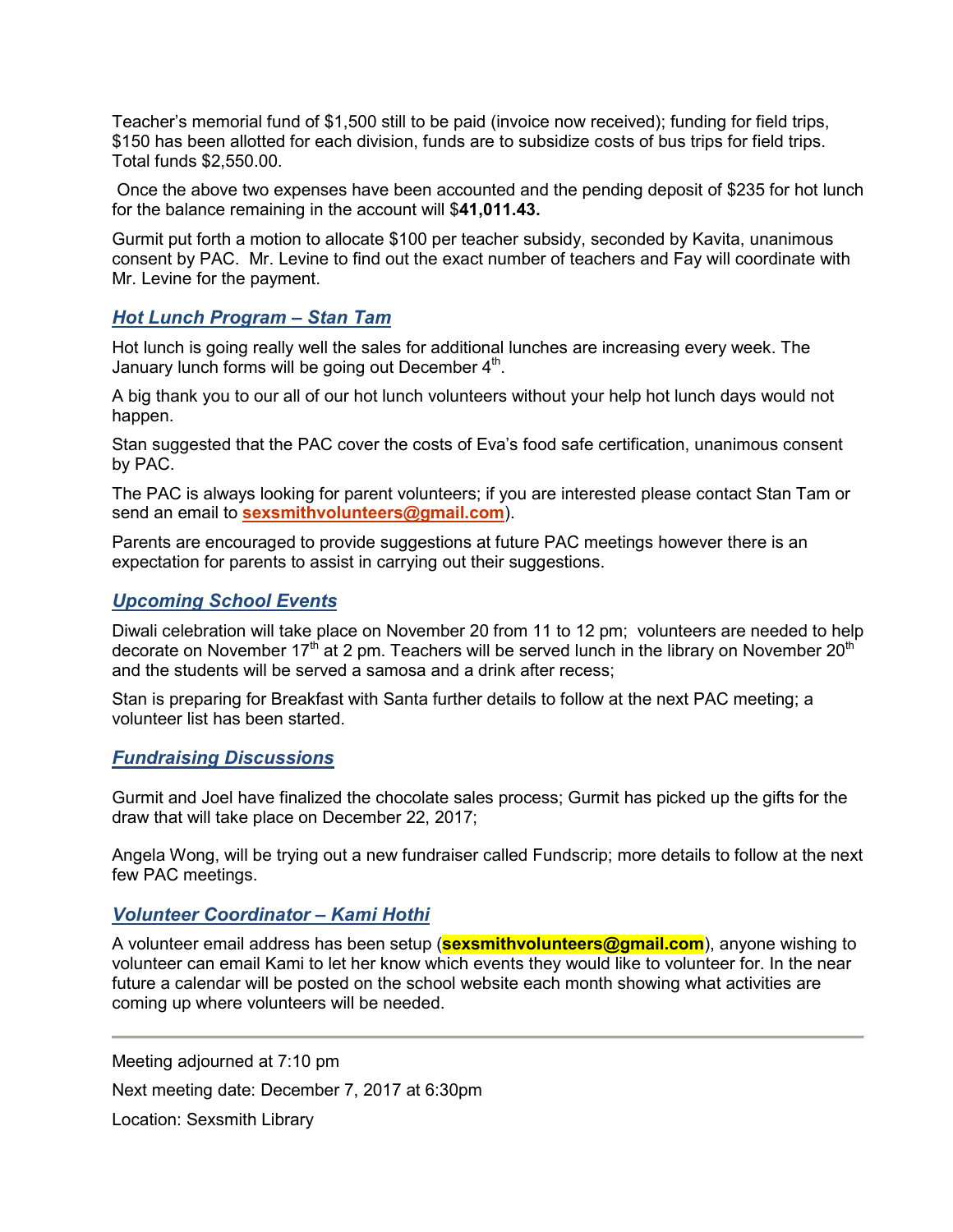Teacher's memorial fund of $1,500 still to be paid (invoice now received); funding for field trips, $150 has been allotted for each division, funds are to subsidize costs of bus trips for field trips. Total funds $2,550.00.

Once the above two expenses have been accounted and the pending deposit of $235 for hot lunch for the balance remaining in the account will $**41,011.43.**

Gurmit put forth a motion to allocate $100 per teacher subsidy, seconded by Kavita, unanimous consent by PAC. Mr. Levine to find out the exact number of teachers and Fay will coordinate with Mr. Levine for the payment.

## *Hot Lunch Program – Stan Tam*

Hot lunch is going really well the sales for additional lunches are increasing every week. The January lunch forms will be going out December 4th.

A big thank you to our all of our hot lunch volunteers without your help hot lunch days would not happen.

Stan suggested that the PAC cover the costs of Eva's food safe certification, unanimous consent by PAC.

The PAC is always looking for parent volunteers; if you are interested please contact Stan Tam or send an email to **sexsmithvolunteers@gmail.com**).

Parents are encouraged to provide suggestions at future PAC meetings however there is an expectation for parents to assist in carrying out their suggestions.

## *Upcoming School Events*

Diwali celebration will take place on November 20 from 11 to 12 pm; volunteers are needed to help decorate on November 17th at 2 pm. Teachers will be served lunch in the library on November 20th and the students will be served a samosa and a drink after recess;

Stan is preparing for Breakfast with Santa further details to follow at the next PAC meeting; a volunteer list has been started.

## *Fundraising Discussions*

Gurmit and Joel have finalized the chocolate sales process; Gurmit has picked up the gifts for the draw that will take place on December 22, 2017;

Angela Wong, will be trying out a new fundraiser called Fundscrip; more details to follow at the next few PAC meetings.

## *Volunteer Coordinator – Kami Hothi*

A volunteer email address has been setup (**sexsmithvolunteers@gmail.com**), anyone wishing to volunteer can email Kami to let her know which events they would like to volunteer for. In the near future a calendar will be posted on the school website each month showing what activities are coming up where volunteers will be needed.

---

Meeting adjourned at 7:10 pm

Next meeting date: December 7, 2017 at 6:30pm

Location: Sexsmith Library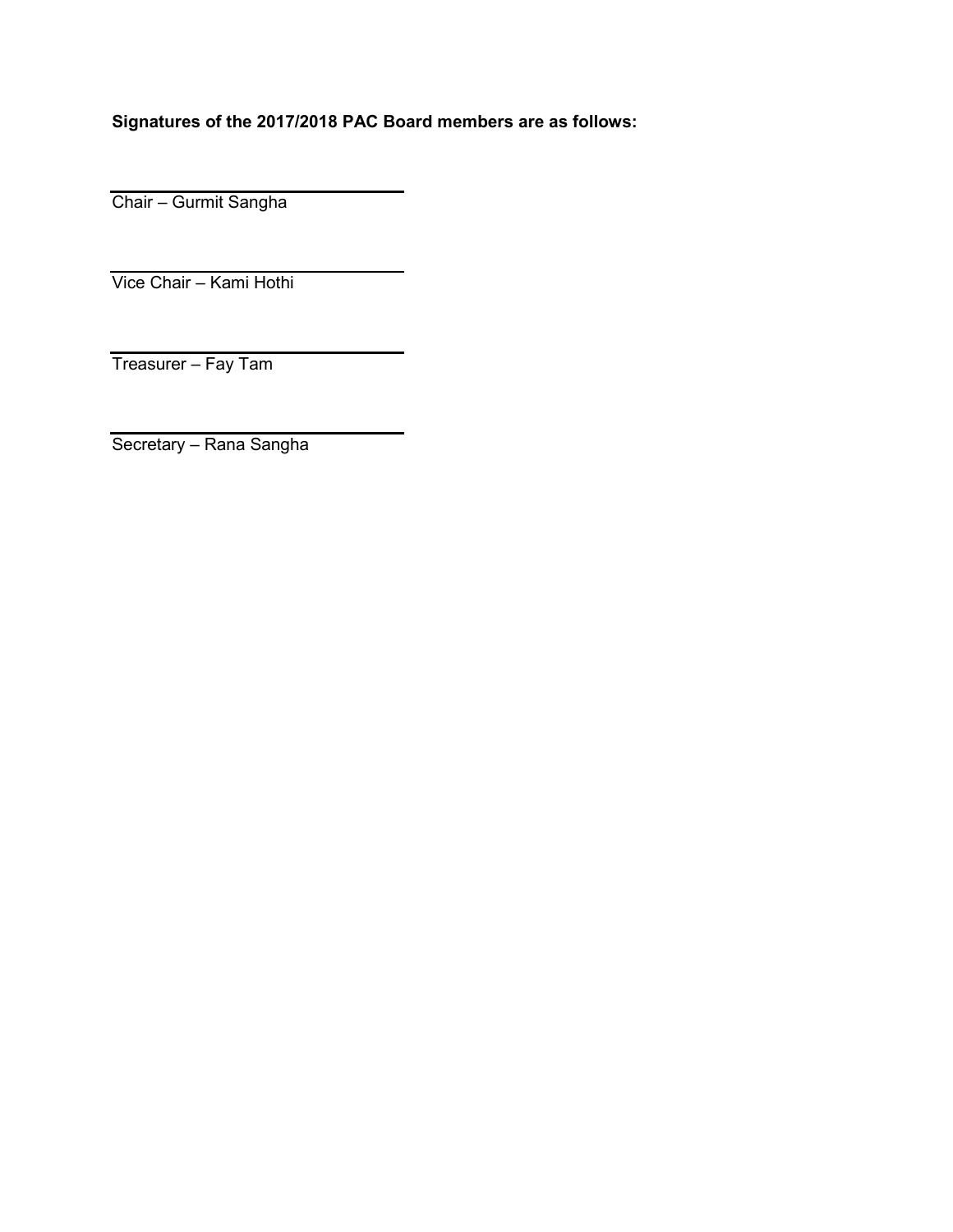**Signatures of the 2017/2018 PAC Board members are as follows:**

\_\_\_\_\_\_\_\_\_\_\_\_\_\_\_\_\_\_\_\_\_\_\_\_\_\_\_\_\_\_

Chair – Gurmit Sangha

\_\_\_\_\_\_\_\_\_\_\_\_\_\_\_\_\_\_\_\_\_\_\_\_\_\_\_\_\_\_

Vice Chair – Kami Hothi

\_\_\_\_\_\_\_\_\_\_\_\_\_\_\_\_\_\_\_\_\_\_\_\_\_\_\_\_\_\_

Treasurer – Fay Tam

\_\_\_\_\_\_\_\_\_\_\_\_\_\_\_\_\_\_\_\_\_\_\_\_\_\_\_\_\_\_

Secretary – Rana Sangha